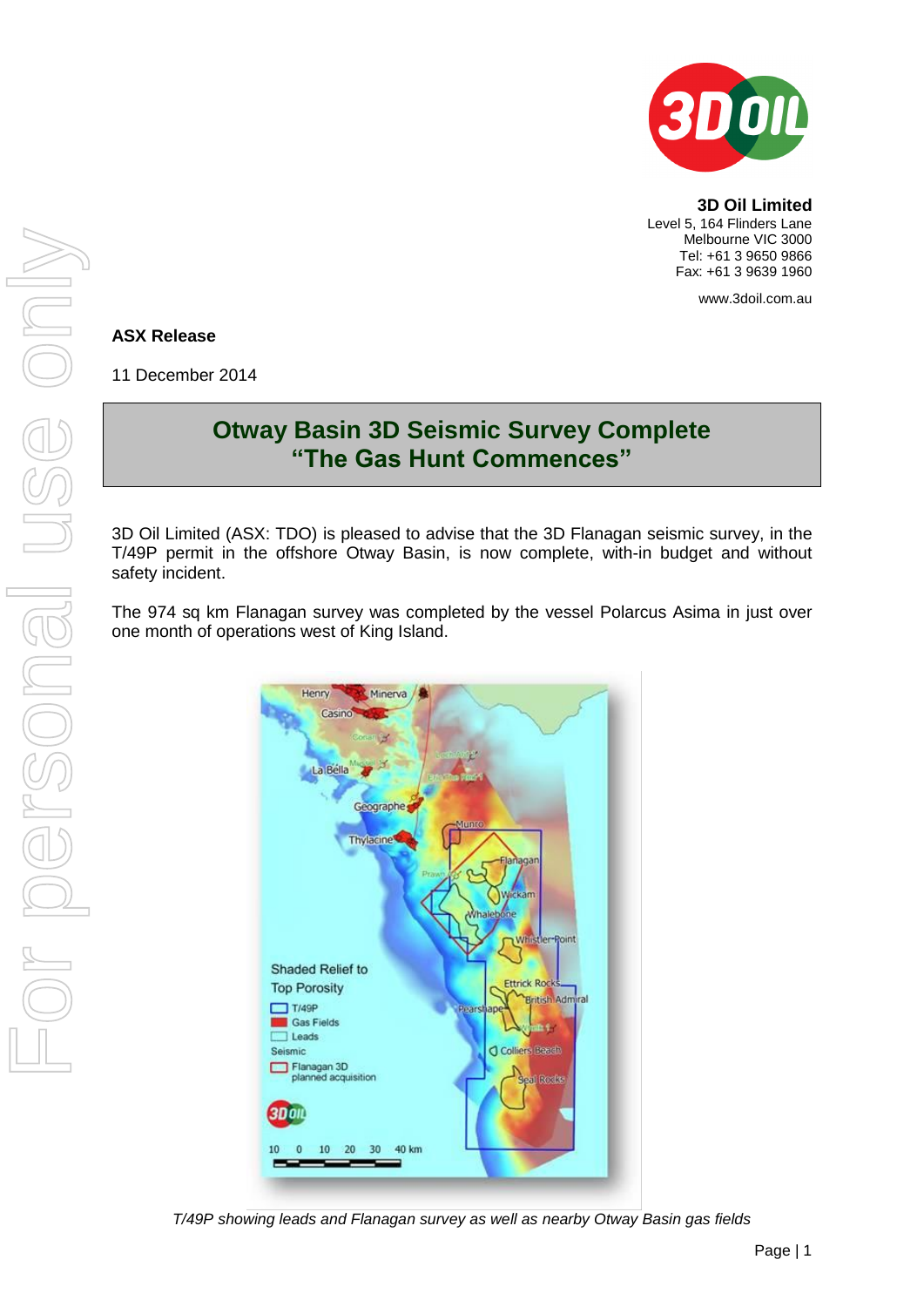**3D Oil Limited**
Level 5, 164 Flinders Lane
Melbourne VIC 3000
Tel: +61 3 9650 9866
Fax: +61 3 9639 1960

www.3doil.com.au

**ASX Release**

11 December 2014

## Otway Basin 3D Seismic Survey Complete "The Gas Hunt Commences"

3D Oil Limited (ASX: TDO) is pleased to advise that the 3D Flanagan seismic survey, in the T/49P permit in the offshore Otway Basin, is now complete, with-in budget and without safety incident.

The 974 sq km Flanagan survey was completed by the vessel Polarcus Asima in just over one month of operations west of King Island.

*T/49P showing leads and Flanagan survey as well as nearby Otway Basin gas fields*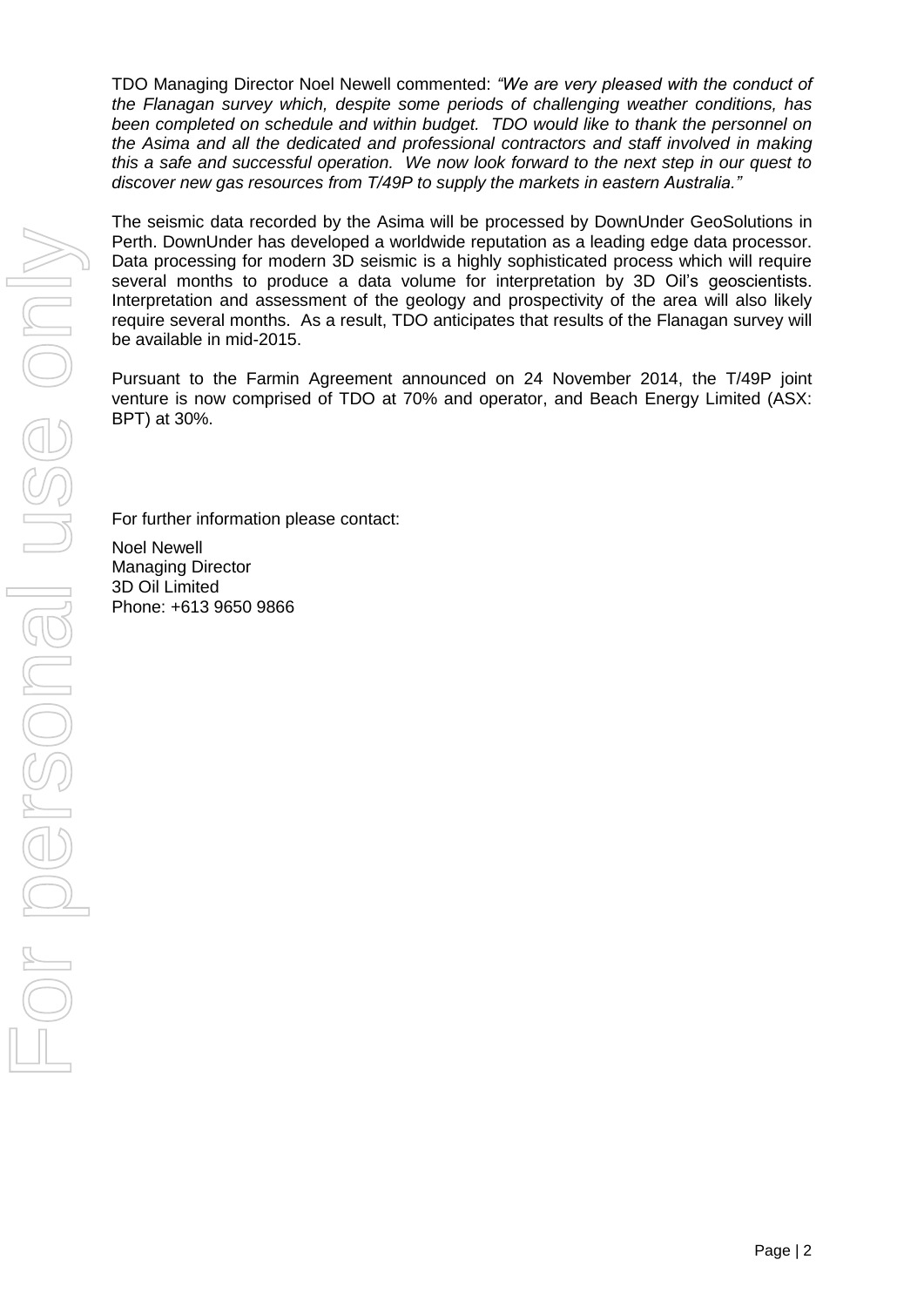TDO Managing Director Noel Newell commented: *"We are very pleased with the conduct of the Flanagan survey which, despite some periods of challenging weather conditions, has been completed on schedule and within budget. TDO would like to thank the personnel on the Asima and all the dedicated and professional contractors and staff involved in making this a safe and successful operation. We now look forward to the next step in our quest to discover new gas resources from T/49P to supply the markets in eastern Australia."*

The seismic data recorded by the Asima will be processed by DownUnder GeoSolutions in Perth. DownUnder has developed a worldwide reputation as a leading edge data processor. Data processing for modern 3D seismic is a highly sophisticated process which will require several months to produce a data volume for interpretation by 3D Oil's geoscientists. Interpretation and assessment of the geology and prospectivity of the area will also likely require several months. As a result, TDO anticipates that results of the Flanagan survey will be available in mid-2015.

Pursuant to the Farmin Agreement announced on 24 November 2014, the T/49P joint venture is now comprised of TDO at 70% and operator, and Beach Energy Limited (ASX: BPT) at 30%.

For further information please contact:

Noel Newell
Managing Director
3D Oil Limited
Phone: +613 9650 9866